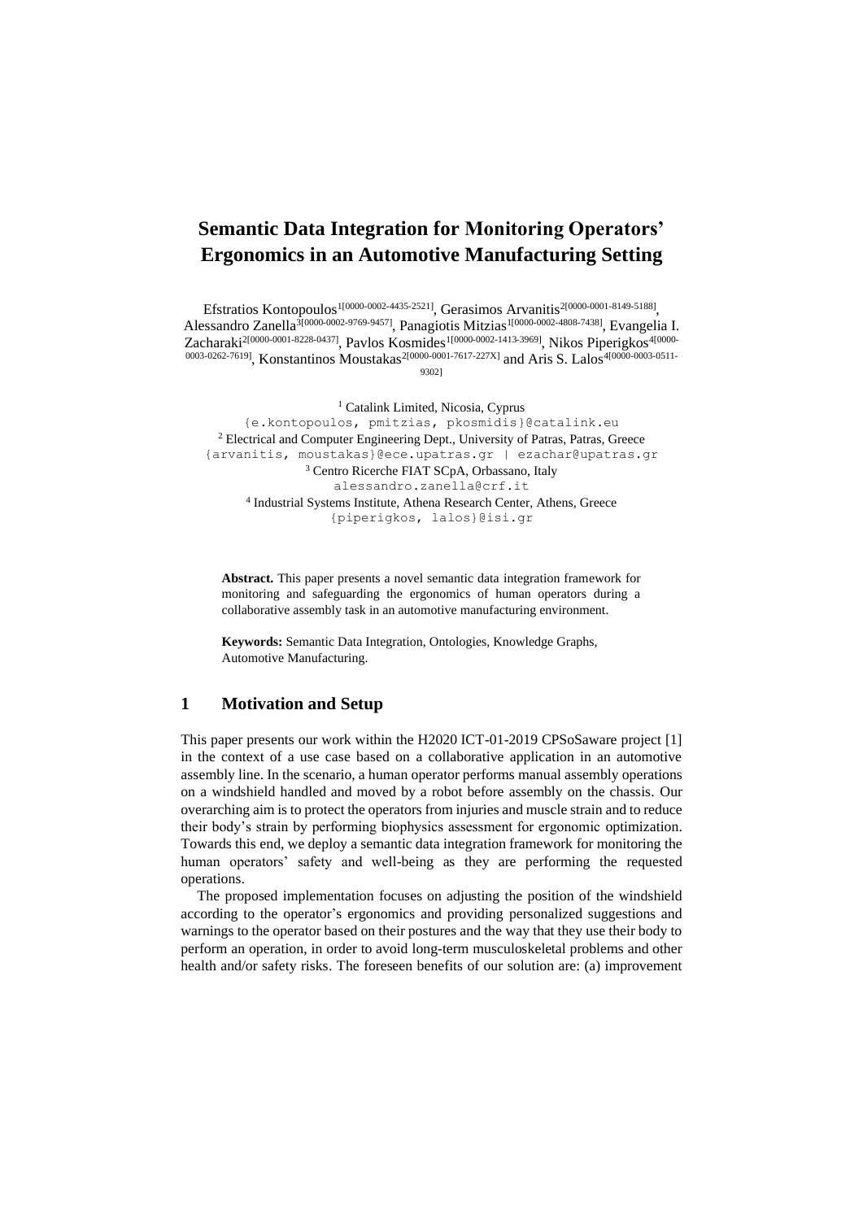# Semantic Data Integration for Monitoring Operators' Ergonomics in an Automotive Manufacturing Setting

Efstratios Kontopoulos[1[0000-0002-4435-2521]], Gerasimos Arvanitis[2[0000-0001-8149-5188]], Alessandro Zanella[3[0000-0002-9769-9457]], Panagiotis Mitzias[1[0000-0002-4808-7438]], Evangelia I. Zacharaki[2[0000-0001-8228-0437]], Pavlos Kosmides[1[0000-0002-1413-3969]], Nikos Piperigkos[4[0000-0003-0262-7619]], Konstantinos Moustakas[2[0000-0001-7617-227X]] and Aris S. Lalos[4[0000-0003-0511-9302]]

[1] Catalink Limited, Nicosia, Cyprus
{e.kontopoulos, pmitzias, pkosmidis}@catalink.eu
[2] Electrical and Computer Engineering Dept., University of Patras, Patras, Greece
{arvanitis, moustakas}@ece.upatras.gr | ezachar@upatras.gr
[3] Centro Ricerche FIAT SCpA, Orbassano, Italy
alessandro.zanella@crf.it
[4] Industrial Systems Institute, Athena Research Center, Athens, Greece
{piperigkos, lalos}@isi.gr

**Abstract.** This paper presents a novel semantic data integration framework for monitoring and safeguarding the ergonomics of human operators during a collaborative assembly task in an automotive manufacturing environment.

**Keywords:** Semantic Data Integration, Ontologies, Knowledge Graphs, Automotive Manufacturing.

## 1 Motivation and Setup

This paper presents our work within the H2020 ICT-01-2019 CPSoSaware project [1] in the context of a use case based on a collaborative application in an automotive assembly line. In the scenario, a human operator performs manual assembly operations on a windshield handled and moved by a robot before assembly on the chassis. Our overarching aim is to protect the operators from injuries and muscle strain and to reduce their body's strain by performing biophysics assessment for ergonomic optimization. Towards this end, we deploy a semantic data integration framework for monitoring the human operators' safety and well-being as they are performing the requested operations.

The proposed implementation focuses on adjusting the position of the windshield according to the operator's ergonomics and providing personalized suggestions and warnings to the operator based on their postures and the way that they use their body to perform an operation, in order to avoid long-term musculoskeletal problems and other health and/or safety risks. The foreseen benefits of our solution are: (a) improvement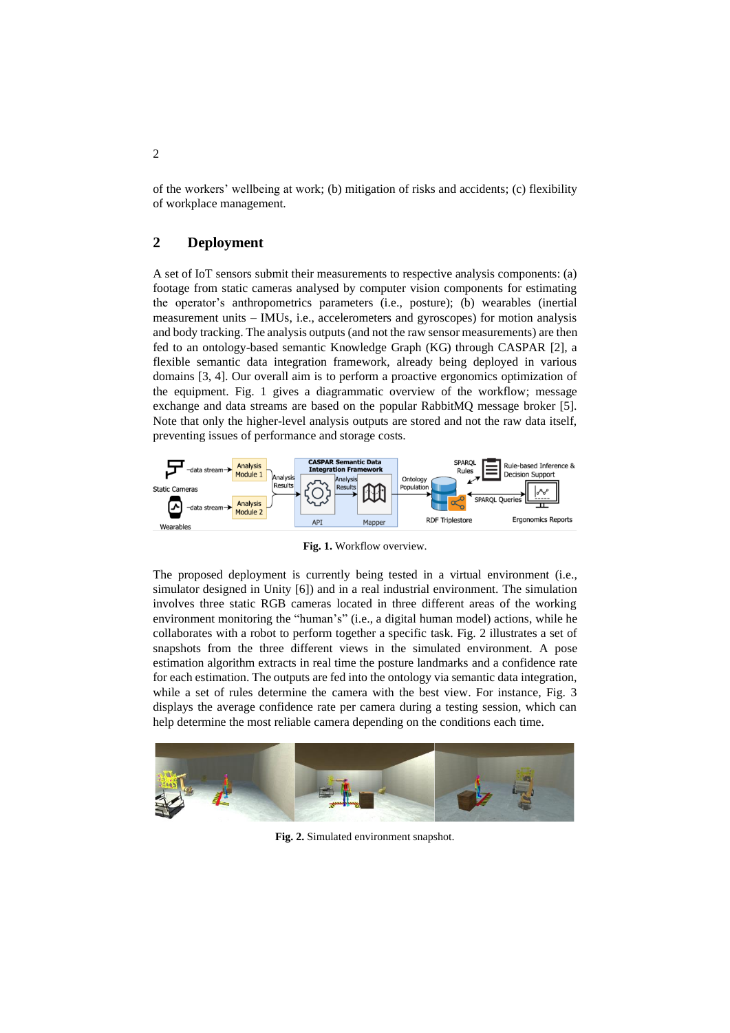of the workers' wellbeing at work; (b) mitigation of risks and accidents; (c) flexibility of workplace management.

## 2 Deployment

A set of IoT sensors submit their measurements to respective analysis components: (a) footage from static cameras analysed by computer vision components for estimating the operator's anthropometrics parameters (i.e., posture); (b) wearables (inertial measurement units – IMUs, i.e., accelerometers and gyroscopes) for motion analysis and body tracking. The analysis outputs (and not the raw sensor measurements) are then fed to an ontology-based semantic Knowledge Graph (KG) through CASPAR [2], a flexible semantic data integration framework, already being deployed in various domains [3, 4]. Our overall aim is to perform a proactive ergonomics optimization of the equipment. Fig. 1 gives a diagrammatic overview of the workflow; message exchange and data streams are based on the popular RabbitMQ message broker [5]. Note that only the higher-level analysis outputs are stored and not the raw data itself, preventing issues of performance and storage costs.

**Fig. 1.** Workflow overview.

The proposed deployment is currently being tested in a virtual environment (i.e., simulator designed in Unity [6]) and in a real industrial environment. The simulation involves three static RGB cameras located in three different areas of the working environment monitoring the "human's" (i.e., a digital human model) actions, while he collaborates with a robot to perform together a specific task. Fig. 2 illustrates a set of snapshots from the three different views in the simulated environment. A pose estimation algorithm extracts in real time the posture landmarks and a confidence rate for each estimation. The outputs are fed into the ontology via semantic data integration, while a set of rules determine the camera with the best view. For instance, Fig. 3 displays the average confidence rate per camera during a testing session, which can help determine the most reliable camera depending on the conditions each time.

**Fig. 2.** Simulated environment snapshot.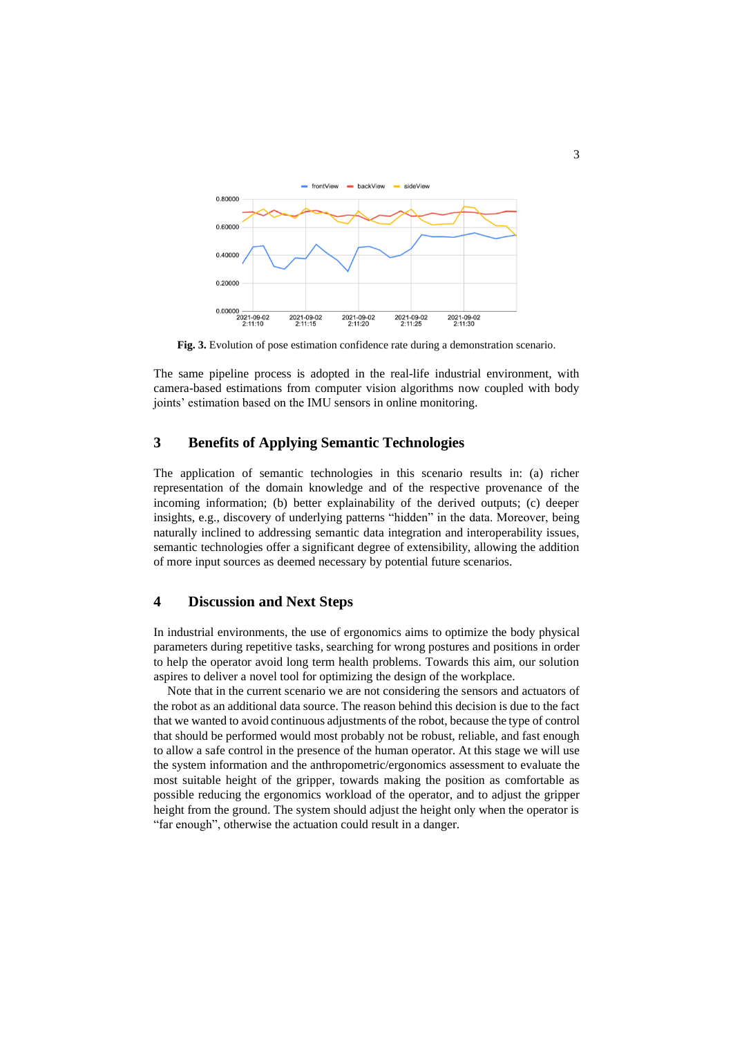**Fig. 3.** Evolution of pose estimation confidence rate during a demonstration scenario.

The same pipeline process is adopted in the real-life industrial environment, with camera-based estimations from computer vision algorithms now coupled with body joints' estimation based on the IMU sensors in online monitoring.

## 3 Benefits of Applying Semantic Technologies

The application of semantic technologies in this scenario results in: (a) richer representation of the domain knowledge and of the respective provenance of the incoming information; (b) better explainability of the derived outputs; (c) deeper insights, e.g., discovery of underlying patterns "hidden" in the data. Moreover, being naturally inclined to addressing semantic data integration and interoperability issues, semantic technologies offer a significant degree of extensibility, allowing the addition of more input sources as deemed necessary by potential future scenarios.

## 4 Discussion and Next Steps

In industrial environments, the use of ergonomics aims to optimize the body physical parameters during repetitive tasks, searching for wrong postures and positions in order to help the operator avoid long term health problems. Towards this aim, our solution aspires to deliver a novel tool for optimizing the design of the workplace.

Note that in the current scenario we are not considering the sensors and actuators of the robot as an additional data source. The reason behind this decision is due to the fact that we wanted to avoid continuous adjustments of the robot, because the type of control that should be performed would most probably not be robust, reliable, and fast enough to allow a safe control in the presence of the human operator. At this stage we will use the system information and the anthropometric/ergonomics assessment to evaluate the most suitable height of the gripper, towards making the position as comfortable as possible reducing the ergonomics workload of the operator, and to adjust the gripper height from the ground. The system should adjust the height only when the operator is "far enough", otherwise the actuation could result in a danger.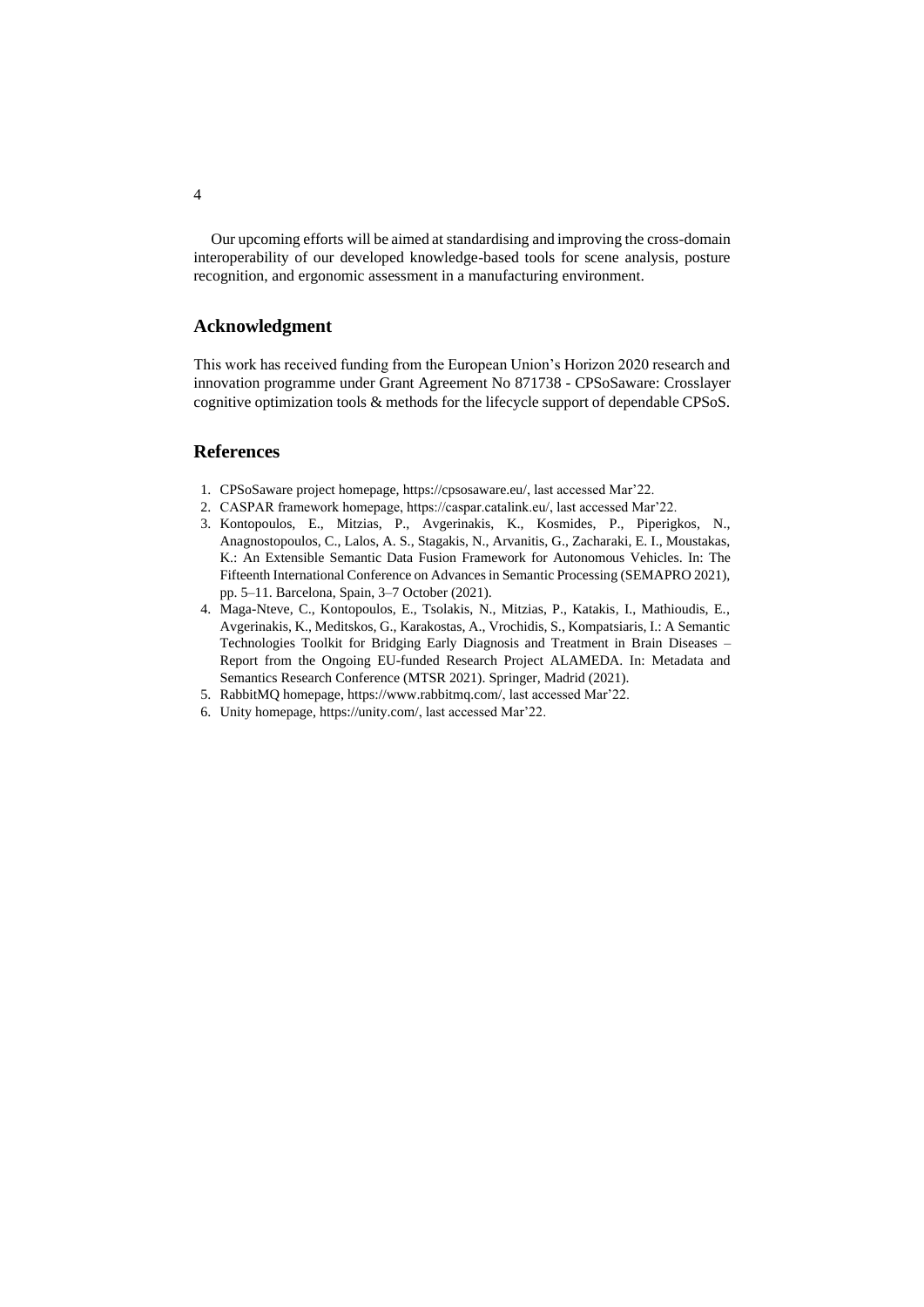Our upcoming efforts will be aimed at standardising and improving the cross-domain interoperability of our developed knowledge-based tools for scene analysis, posture recognition, and ergonomic assessment in a manufacturing environment.

## Acknowledgment

This work has received funding from the European Union's Horizon 2020 research and innovation programme under Grant Agreement No 871738 - CPSoSaware: Crosslayer cognitive optimization tools & methods for the lifecycle support of dependable CPSoS.

## References

1. CPSoSaware project homepage, https://cpsosaware.eu/, last accessed Mar'22.
2. CASPAR framework homepage, https://caspar.catalink.eu/, last accessed Mar'22.
3. Kontopoulos, E., Mitzias, P., Avgerinakis, K., Kosmides, P., Piperigkos, N., Anagnostopoulos, C., Lalos, A. S., Stagakis, N., Arvanitis, G., Zacharaki, E. I., Moustakas, K.: An Extensible Semantic Data Fusion Framework for Autonomous Vehicles. In: The Fifteenth International Conference on Advances in Semantic Processing (SEMAPRO 2021), pp. 5–11. Barcelona, Spain, 3–7 October (2021).
4. Maga-Nteve, C., Kontopoulos, E., Tsolakis, N., Mitzias, P., Katakis, I., Mathioudis, E., Avgerinakis, K., Meditskos, G., Karakostas, A., Vrochidis, S., Kompatsiaris, I.: A Semantic Technologies Toolkit for Bridging Early Diagnosis and Treatment in Brain Diseases – Report from the Ongoing EU-funded Research Project ALAMEDA. In: Metadata and Semantics Research Conference (MTSR 2021). Springer, Madrid (2021).
5. RabbitMQ homepage, https://www.rabbitmq.com/, last accessed Mar'22.
6. Unity homepage, https://unity.com/, last accessed Mar'22.